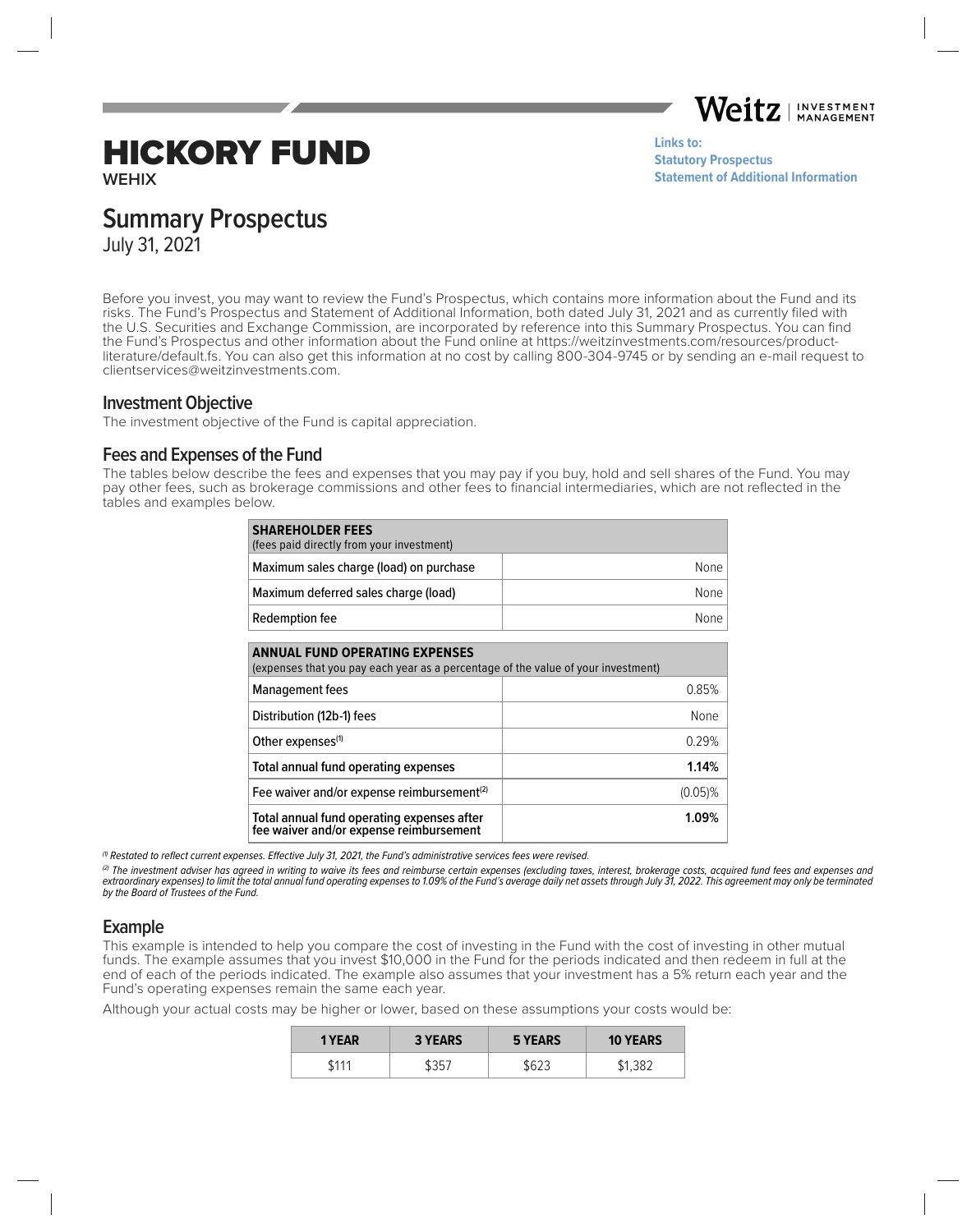Weitz | INVESTMENT MANAGEMENT

# HICKORY FUND

**WEHIX**

**Links to:**
**Statutory Prospectus**
**Statement of Additional Information**

## Summary Prospectus

July 31, 2021

Before you invest, you may want to review the Fund's Prospectus, which contains more information about the Fund and its risks. The Fund's Prospectus and Statement of Additional Information, both dated July 31, 2021 and as currently filed with the U.S. Securities and Exchange Commission, are incorporated by reference into this Summary Prospectus. You can find the Fund's Prospectus and other information about the Fund online at https://weitzinvestments.com/resources/product-literature/default.fs. You can also get this information at no cost by calling 800-304-9745 or by sending an e-mail request to clientservices@weitzinvestments.com.

### Investment Objective

The investment objective of the Fund is capital appreciation.

### Fees and Expenses of the Fund

The tables below describe the fees and expenses that you may pay if you buy, hold and sell shares of the Fund. You may pay other fees, such as brokerage commissions and other fees to financial intermediaries, which are not reflected in the tables and examples below.

| **SHAREHOLDER FEES** (fees paid directly from your investment) | |
|---|---|
| Maximum sales charge (load) on purchase | None |
| Maximum deferred sales charge (load) | None |
| Redemption fee | None |

| **ANNUAL FUND OPERATING EXPENSES** (expenses that you pay each year as a percentage of the value of your investment) | |
|---|---|
| Management fees | 0.85% |
| Distribution (12b-1) fees | None |
| Other expenses[(1)] | 0.29% |
| **Total annual fund operating expenses** | **1.14%** |
| Fee waiver and/or expense reimbursement[(2)] | (0.05)% |
| **Total annual fund operating expenses after fee waiver and/or expense reimbursement** | **1.09%** |

*[(1)] Restated to reflect current expenses. Effective July 31, 2021, the Fund's administrative services fees were revised.*

*[(2)] The investment adviser has agreed in writing to waive its fees and reimburse certain expenses (excluding taxes, interest, brokerage costs, acquired fund fees and expenses and extraordinary expenses) to limit the total annual fund operating expenses to 1.09% of the Fund's average daily net assets through July 31, 2022. This agreement may only be terminated by the Board of Trustees of the Fund.*

### Example

This example is intended to help you compare the cost of investing in the Fund with the cost of investing in other mutual funds. The example assumes that you invest $10,000 in the Fund for the periods indicated and then redeem in full at the end of each of the periods indicated. The example also assumes that your investment has a 5% return each year and the Fund's operating expenses remain the same each year.

Although your actual costs may be higher or lower, based on these assumptions your costs would be:

| 1 YEAR | 3 YEARS | 5 YEARS | 10 YEARS |
|---|---|---|---|
| $111 | $357 | $623 | $1,382 |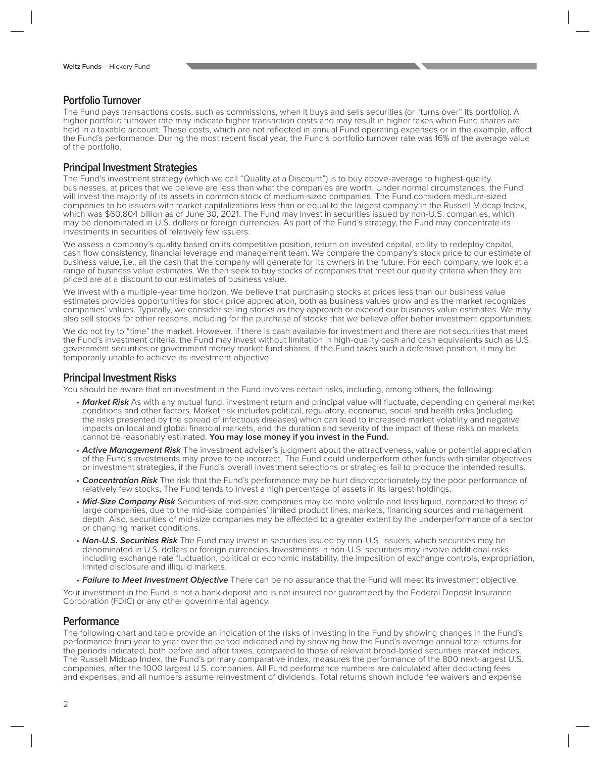## Portfolio Turnover

The Fund pays transactions costs, such as commissions, when it buys and sells securities (or "turns over" its portfolio). A higher portfolio turnover rate may indicate higher transaction costs and may result in higher taxes when Fund shares are held in a taxable account. These costs, which are not reflected in annual Fund operating expenses or in the example, affect the Fund's performance. During the most recent fiscal year, the Fund's portfolio turnover rate was 16% of the average value of the portfolio.

## Principal Investment Strategies

The Fund's investment strategy (which we call "Quality at a Discount") is to buy above-average to highest-quality businesses, at prices that we believe are less than what the companies are worth. Under normal circumstances, the Fund will invest the majority of its assets in common stock of medium-sized companies. The Fund considers medium-sized companies to be issuers with market capitalizations less than or equal to the largest company in the Russell Midcap Index, which was $60.804 billion as of June 30, 2021. The Fund may invest in securities issued by non-U.S. companies, which may be denominated in U.S. dollars or foreign currencies. As part of the Fund's strategy, the Fund may concentrate its investments in securities of relatively few issuers.

We assess a company's quality based on its competitive position, return on invested capital, ability to redeploy capital, cash flow consistency, financial leverage and management team. We compare the company's stock price to our estimate of business value, i.e., all the cash that the company will generate for its owners in the future. For each company, we look at a range of business value estimates. We then seek to buy stocks of companies that meet our quality criteria when they are priced are at a discount to our estimates of business value.

We invest with a multiple-year time horizon. We believe that purchasing stocks at prices less than our business value estimates provides opportunities for stock price appreciation, both as business values grow and as the market recognizes companies' values. Typically, we consider selling stocks as they approach or exceed our business value estimates. We may also sell stocks for other reasons, including for the purchase of stocks that we believe offer better investment opportunities.

We do not try to "time" the market. However, if there is cash available for investment and there are not securities that meet the Fund's investment criteria, the Fund may invest without limitation in high-quality cash and cash equivalents such as U.S. government securities or government money market fund shares. If the Fund takes such a defensive position, it may be temporarily unable to achieve its investment objective.

## Principal Investment Risks

You should be aware that an investment in the Fund involves certain risks, including, among others, the following:

- ***Market Risk*** As with any mutual fund, investment return and principal value will fluctuate, depending on general market conditions and other factors. Market risk includes political, regulatory, economic, social and health risks (including the risks presented by the spread of infectious diseases) which can lead to increased market volatility and negative impacts on local and global financial markets, and the duration and severity of the impact of these risks on markets cannot be reasonably estimated. **You may lose money if you invest in the Fund.**
- ***Active Management Risk*** The investment adviser's judgment about the attractiveness, value or potential appreciation of the Fund's investments may prove to be incorrect. The Fund could underperform other funds with similar objectives or investment strategies, if the Fund's overall investment selections or strategies fail to produce the intended results.
- ***Concentration Risk*** The risk that the Fund's performance may be hurt disproportionately by the poor performance of relatively few stocks. The Fund tends to invest a high percentage of assets in its largest holdings.
- ***Mid-Size Company Risk*** Securities of mid-size companies may be more volatile and less liquid, compared to those of large companies, due to the mid-size companies' limited product lines, markets, financing sources and management depth. Also, securities of mid-size companies may be affected to a greater extent by the underperformance of a sector or changing market conditions.
- ***Non-U.S. Securities Risk*** The Fund may invest in securities issued by non-U.S. issuers, which securities may be denominated in U.S. dollars or foreign currencies. Investments in non-U.S. securities may involve additional risks including exchange rate fluctuation, political or economic instability, the imposition of exchange controls, expropriation, limited disclosure and illiquid markets.
- ***Failure to Meet Investment Objective*** There can be no assurance that the Fund will meet its investment objective.

Your investment in the Fund is not a bank deposit and is not insured nor guaranteed by the Federal Deposit Insurance Corporation (FDIC) or any other governmental agency.

## Performance

The following chart and table provide an indication of the risks of investing in the Fund by showing changes in the Fund's performance from year to year over the period indicated and by showing how the Fund's average annual total returns for the periods indicated, both before and after taxes, compared to those of relevant broad-based securities market indices. The Russell Midcap Index, the Fund's primary comparative index, measures the performance of the 800 next-largest U.S. companies, after the 1000 largest U.S. companies. All Fund performance numbers are calculated after deducting fees and expenses, and all numbers assume reinvestment of dividends. Total returns shown include fee waivers and expense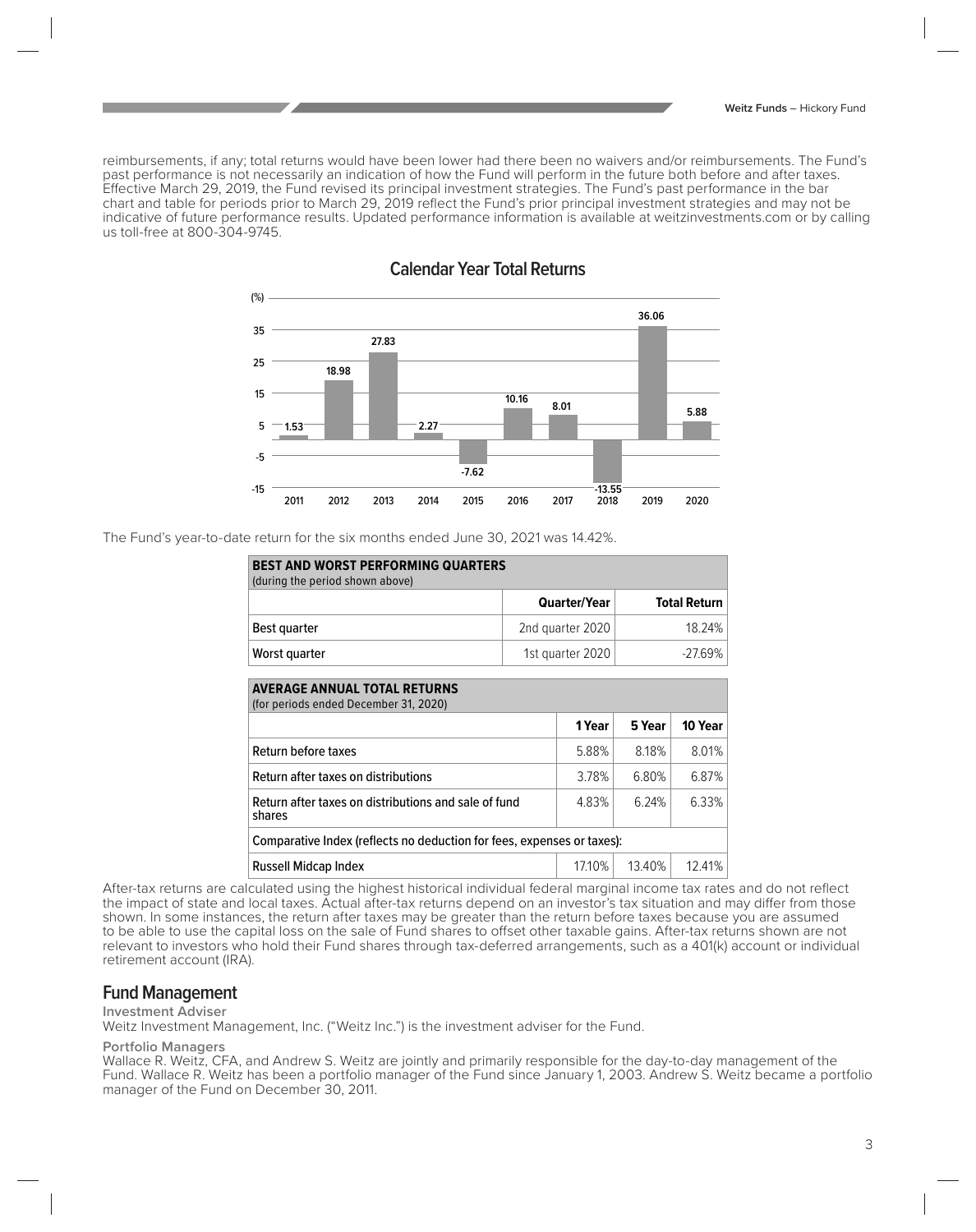reimbursements, if any; total returns would have been lower had there been no waivers and/or reimbursements. The Fund's past performance is not necessarily an indication of how the Fund will perform in the future both before and after taxes. Effective March 29, 2019, the Fund revised its principal investment strategies. The Fund's past performance in the bar chart and table for periods prior to March 29, 2019 reflect the Fund's prior principal investment strategies and may not be indicative of future performance results. Updated performance information is available at weitzinvestments.com or by calling us toll-free at 800-304-9745.

## Calendar Year Total Returns

| Year | (%) |
|---|---|
| 2011 | 1.53 |
| 2012 | 18.98 |
| 2013 | 27.83 |
| 2014 | 2.27 |
| 2015 | -7.62 |
| 2016 | 10.16 |
| 2017 | 8.01 |
| 2018 | -13.55 |
| 2019 | 36.06 |
| 2020 | 5.88 |

The Fund's year-to-date return for the six months ended June 30, 2021 was 14.42%.

| **BEST AND WORST PERFORMING QUARTERS** (during the period shown above) | | |
|---|---|---|
| | **Quarter/Year** | **Total Return** |
| Best quarter | 2nd quarter 2020 | 18.24% |
| Worst quarter | 1st quarter 2020 | -27.69% |

| **AVERAGE ANNUAL TOTAL RETURNS** (for periods ended December 31, 2020) | | | |
|---|---|---|---|
| | **1 Year** | **5 Year** | **10 Year** |
| Return before taxes | 5.88% | 8.18% | 8.01% |
| Return after taxes on distributions | 3.78% | 6.80% | 6.87% |
| Return after taxes on distributions and sale of fund shares | 4.83% | 6.24% | 6.33% |
| Comparative Index (reflects no deduction for fees, expenses or taxes): | | | |
| Russell Midcap Index | 17.10% | 13.40% | 12.41% |

After-tax returns are calculated using the highest historical individual federal marginal income tax rates and do not reflect the impact of state and local taxes. Actual after-tax returns depend on an investor's tax situation and may differ from those shown. In some instances, the return after taxes may be greater than the return before taxes because you are assumed to be able to use the capital loss on the sale of Fund shares to offset other taxable gains. After-tax returns shown are not relevant to investors who hold their Fund shares through tax-deferred arrangements, such as a 401(k) account or individual retirement account (IRA).

## Fund Management

### Investment Adviser

Weitz Investment Management, Inc. ("Weitz Inc.") is the investment adviser for the Fund.

### Portfolio Managers

Wallace R. Weitz, CFA, and Andrew S. Weitz are jointly and primarily responsible for the day-to-day management of the Fund. Wallace R. Weitz has been a portfolio manager of the Fund since January 1, 2003. Andrew S. Weitz became a portfolio manager of the Fund on December 30, 2011.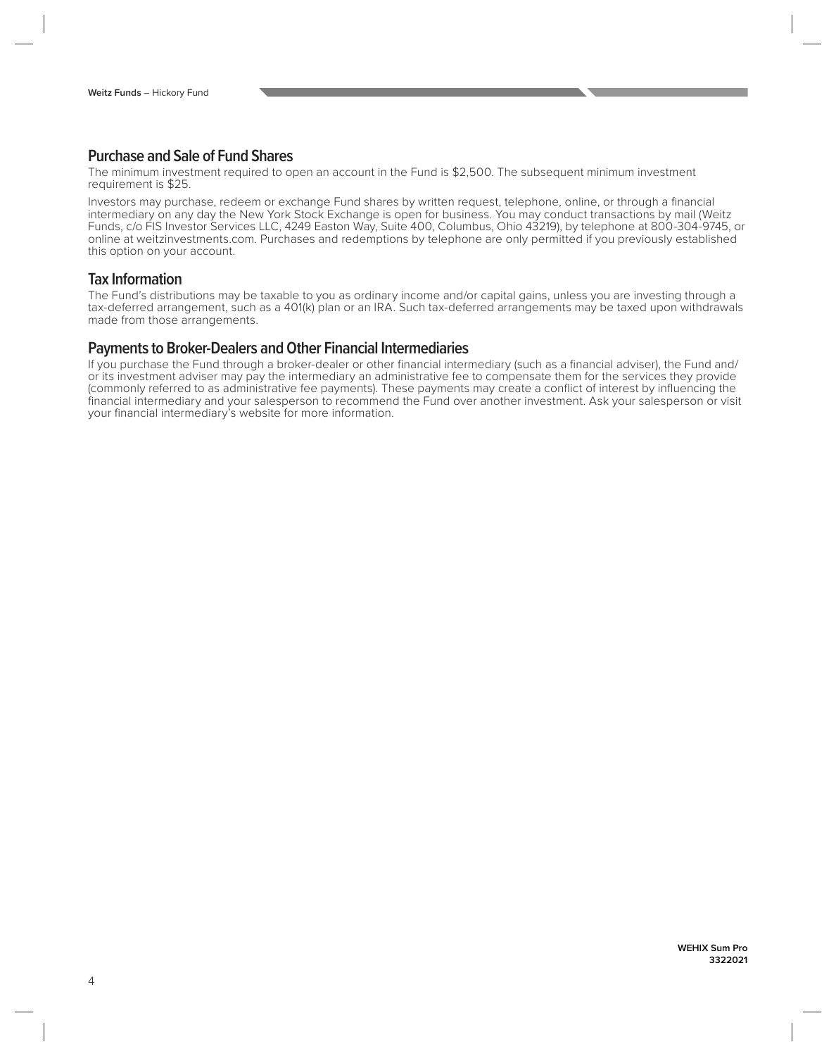## Purchase and Sale of Fund Shares

The minimum investment required to open an account in the Fund is $2,500. The subsequent minimum investment requirement is $25.

Investors may purchase, redeem or exchange Fund shares by written request, telephone, online, or through a financial intermediary on any day the New York Stock Exchange is open for business. You may conduct transactions by mail (Weitz Funds, c/o FIS Investor Services LLC, 4249 Easton Way, Suite 400, Columbus, Ohio 43219), by telephone at 800-304-9745, or online at weitzinvestments.com. Purchases and redemptions by telephone are only permitted if you previously established this option on your account.

## Tax Information

The Fund's distributions may be taxable to you as ordinary income and/or capital gains, unless you are investing through a tax-deferred arrangement, such as a 401(k) plan or an IRA. Such tax-deferred arrangements may be taxed upon withdrawals made from those arrangements.

## Payments to Broker-Dealers and Other Financial Intermediaries

If you purchase the Fund through a broker-dealer or other financial intermediary (such as a financial adviser), the Fund and/or its investment adviser may pay the intermediary an administrative fee to compensate them for the services they provide (commonly referred to as administrative fee payments). These payments may create a conflict of interest by influencing the financial intermediary and your salesperson to recommend the Fund over another investment. Ask your salesperson or visit your financial intermediary's website for more information.

**WEHIX Sum Pro**
**3322021**